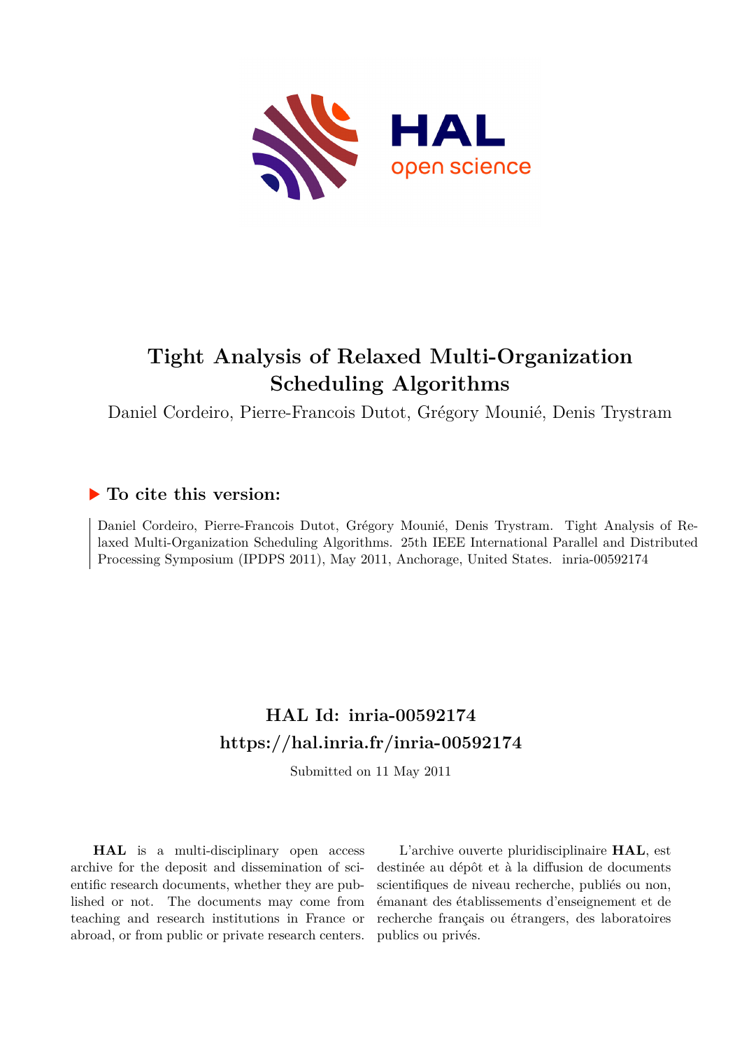# Tight Analysis of Relaxed Multi-Organization Scheduling Algorithms

Daniel Cordeiro, Pierre-Francois Dutot, Grégory Mounié, Denis Trystram

## ▶ To cite this version:

Daniel Cordeiro, Pierre-Francois Dutot, Grégory Mounié, Denis Trystram. Tight Analysis of Relaxed Multi-Organization Scheduling Algorithms. 25th IEEE International Parallel and Distributed Processing Symposium (IPDPS 2011), May 2011, Anchorage, United States. inria-00592174

## HAL Id: inria-00592174
## https://hal.inria.fr/inria-00592174

Submitted on 11 May 2011

**HAL** is a multi-disciplinary open access archive for the deposit and dissemination of scientific research documents, whether they are published or not. The documents may come from teaching and research institutions in France or abroad, or from public or private research centers.

L'archive ouverte pluridisciplinaire **HAL**, est destinée au dépôt et à la diffusion de documents scientifiques de niveau recherche, publiés ou non, émanant des établissements d'enseignement et de recherche français ou étrangers, des laboratoires publics ou privés.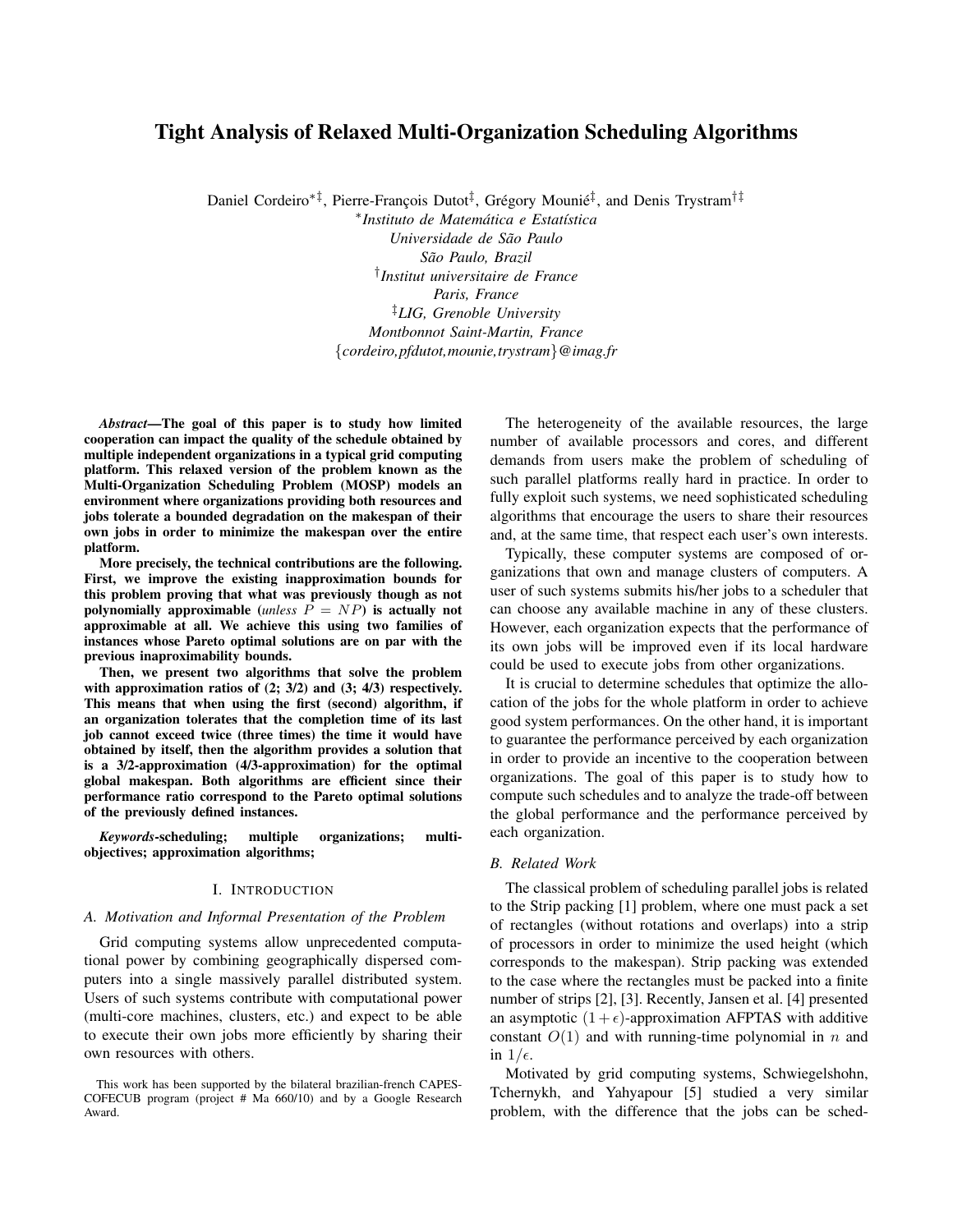# Tight Analysis of Relaxed Multi-Organization Scheduling Algorithms

Daniel Cordeiro[*‡], Pierre-François Dutot[‡], Grégory Mounié[‡], and Denis Trystram[†‡]

[*] *Instituto de Matemática e Estatística*
*Universidade de São Paulo*
*São Paulo, Brazil*
[†] *Institut universitaire de France*
*Paris, France*
[‡] *LIG, Grenoble University*
*Montbonnot Saint-Martin, France*
{*cordeiro,pfdutot,mounie,trystram*}*@imag.fr*

***Abstract*—The goal of this paper is to study how limited cooperation can impact the quality of the schedule obtained by multiple independent organizations in a typical grid computing platform. This relaxed version of the problem known as the Multi-Organization Scheduling Problem (MOSP) models an environment where organizations providing both resources and jobs tolerate a bounded degradation on the makespan of their own jobs in order to minimize the makespan over the entire platform.**

**More precisely, the technical contributions are the following. First, we improve the existing inapproximation bounds for this problem proving that what was previously though as not polynomially approximable (*unless* $P = NP$) is actually not approximable at all. We achieve this using two families of instances whose Pareto optimal solutions are on par with the previous inaproximability bounds.**

**Then, we present two algorithms that solve the problem with approximation ratios of (2; 3/2) and (3; 4/3) respectively. This means that when using the first (second) algorithm, if an organization tolerates that the completion time of its last job cannot exceed twice (three times) the time it would have obtained by itself, then the algorithm provides a solution that is a 3/2-approximation (4/3-approximation) for the optimal global makespan. Both algorithms are efficient since their performance ratio correspond to the Pareto optimal solutions of the previously defined instances.**

***Keywords*-scheduling; multiple organizations; multi-objectives; approximation algorithms;**

## I. Introduction

### A. Motivation and Informal Presentation of the Problem

Grid computing systems allow unprecedented computational power by combining geographically dispersed computers into a single massively parallel distributed system. Users of such systems contribute with computational power (multi-core machines, clusters, etc.) and expect to be able to execute their own jobs more efficiently by sharing their own resources with others.

The heterogeneity of the available resources, the large number of available processors and cores, and different demands from users make the problem of scheduling of such parallel platforms really hard in practice. In order to fully exploit such systems, we need sophisticated scheduling algorithms that encourage the users to share their resources and, at the same time, that respect each user's own interests.

Typically, these computer systems are composed of organizations that own and manage clusters of computers. A user of such systems submits his/her jobs to a scheduler that can choose any available machine in any of these clusters. However, each organization expects that the performance of its own jobs will be improved even if its local hardware could be used to execute jobs from other organizations.

It is crucial to determine schedules that optimize the allocation of the jobs for the whole platform in order to achieve good system performances. On the other hand, it is important to guarantee the performance perceived by each organization in order to provide an incentive to the cooperation between organizations. The goal of this paper is to study how to compute such schedules and to analyze the trade-off between the global performance and the performance perceived by each organization.

### B. Related Work

The classical problem of scheduling parallel jobs is related to the Strip packing [1] problem, where one must pack a set of rectangles (without rotations and overlaps) into a strip of processors in order to minimize the used height (which corresponds to the makespan). Strip packing was extended to the case where the rectangles must be packed into a finite number of strips [2], [3]. Recently, Jansen et al. [4] presented an asymptotic $(1 + \epsilon)$-approximation AFPTAS with additive constant $O(1)$ and with running-time polynomial in $n$ and in $1/\epsilon$.

Motivated by grid computing systems, Schwiegelshohn, Tchernykh, and Yahyapour [5] studied a very similar problem, with the difference that the jobs can be sched-

This work has been supported by the bilateral brazilian-french CAPES-COFECUB program (project # Ma 660/10) and by a Google Research Award.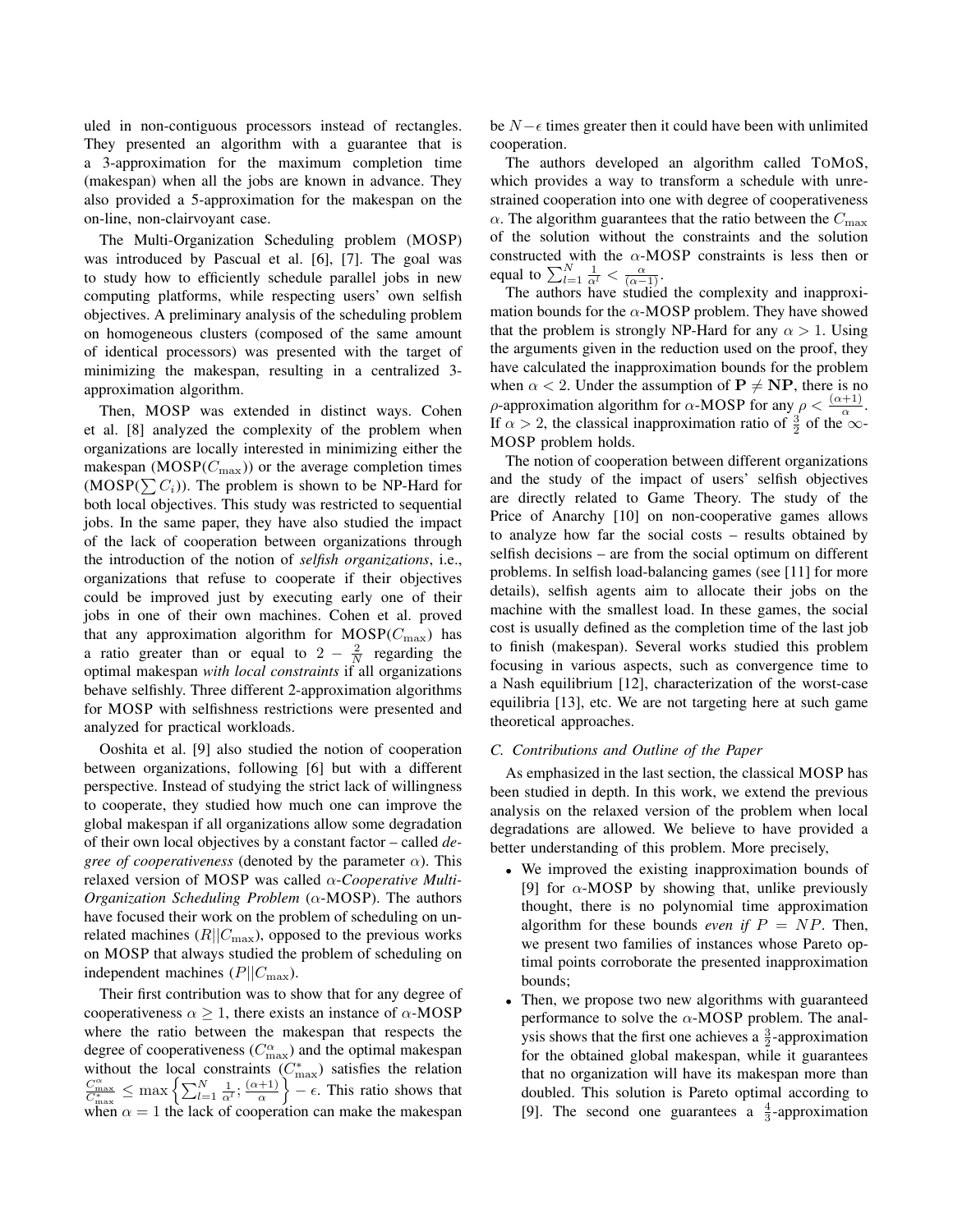uled in non-contiguous processors instead of rectangles. They presented an algorithm with a guarantee that is a 3-approximation for the maximum completion time (makespan) when all the jobs are known in advance. They also provided a 5-approximation for the makespan on the on-line, non-clairvoyant case.

The Multi-Organization Scheduling problem (MOSP) was introduced by Pascual et al. [6], [7]. The goal was to study how to efficiently schedule parallel jobs in new computing platforms, while respecting users' own selfish objectives. A preliminary analysis of the scheduling problem on homogeneous clusters (composed of the same amount of identical processors) was presented with the target of minimizing the makespan, resulting in a centralized 3-approximation algorithm.

Then, MOSP was extended in distinct ways. Cohen et al. [8] analyzed the complexity of the problem when organizations are locally interested in minimizing either the makespan (MOSP($C_{\max}$)) or the average completion times (MOSP($\sum C_i$)). The problem is shown to be NP-Hard for both local objectives. This study was restricted to sequential jobs. In the same paper, they have also studied the impact of the lack of cooperation between organizations through the introduction of the notion of *selfish organizations*, i.e., organizations that refuse to cooperate if their objectives could be improved just by executing early one of their jobs in one of their own machines. Cohen et al. proved that any approximation algorithm for MOSP($C_{\max}$) has a ratio greater than or equal to $2 - \frac{2}{N}$ regarding the optimal makespan *with local constraints* if all organizations behave selfishly. Three different 2-approximation algorithms for MOSP with selfishness restrictions were presented and analyzed for practical workloads.

Ooshita et al. [9] also studied the notion of cooperation between organizations, following [6] but with a different perspective. Instead of studying the strict lack of willingness to cooperate, they studied how much one can improve the global makespan if all organizations allow some degradation of their own local objectives by a constant factor – called *degree of cooperativeness* (denoted by the parameter $\alpha$). This relaxed version of MOSP was called $\alpha$-*Cooperative Multi-Organization Scheduling Problem* ($\alpha$-MOSP). The authors have focused their work on the problem of scheduling on unrelated machines ($R||C_{\max}$), opposed to the previous works on MOSP that always studied the problem of scheduling on independent machines ($P||C_{\max}$).

Their first contribution was to show that for any degree of cooperativeness $\alpha \geq 1$, there exists an instance of $\alpha$-MOSP where the ratio between the makespan that respects the degree of cooperativeness ($C^{\alpha}_{\max}$) and the optimal makespan without the local constraints ($C^{*}_{\max}$) satisfies the relation $\frac{C^{\alpha}_{\max}}{C^{*}_{\max}} \leq \max\left\{\sum_{l=1}^{N} \frac{1}{\alpha^l}; \frac{(\alpha+1)}{\alpha}\right\} - \epsilon$. This ratio shows that when $\alpha = 1$ the lack of cooperation can make the makespan be $N-\epsilon$ times greater then it could have been with unlimited cooperation.

The authors developed an algorithm called TOMOS, which provides a way to transform a schedule with unrestrained cooperation into one with degree of cooperativeness $\alpha$. The algorithm guarantees that the ratio between the $C_{\max}$ of the solution without the constraints and the solution constructed with the $\alpha$-MOSP constraints is less then or equal to $\sum_{l=1}^{N} \frac{1}{\alpha^l} < \frac{\alpha}{(\alpha-1)}$.

The authors have studied the complexity and inapproximation bounds for the $\alpha$-MOSP problem. They have showed that the problem is strongly NP-Hard for any $\alpha > 1$. Using the arguments given in the reduction used on the proof, they have calculated the inapproximation bounds for the problem when $\alpha < 2$. Under the assumption of $\mathbf{P} \neq \mathbf{NP}$, there is no $\rho$-approximation algorithm for $\alpha$-MOSP for any $\rho < \frac{(\alpha+1)}{\alpha}$. If $\alpha > 2$, the classical inapproximation ratio of $\frac{3}{2}$ of the $\infty$-MOSP problem holds.

The notion of cooperation between different organizations and the study of the impact of users' selfish objectives are directly related to Game Theory. The study of the Price of Anarchy [10] on non-cooperative games allows to analyze how far the social costs – results obtained by selfish decisions – are from the social optimum on different problems. In selfish load-balancing games (see [11] for more details), selfish agents aim to allocate their jobs on the machine with the smallest load. In these games, the social cost is usually defined as the completion time of the last job to finish (makespan). Several works studied this problem focusing in various aspects, such as convergence time to a Nash equilibrium [12], characterization of the worst-case equilibria [13], etc. We are not targeting here at such game theoretical approaches.

### C. Contributions and Outline of the Paper

As emphasized in the last section, the classical MOSP has been studied in depth. In this work, we extend the previous analysis on the relaxed version of the problem when local degradations are allowed. We believe to have provided a better understanding of this problem. More precisely,

- We improved the existing inapproximation bounds of [9] for $\alpha$-MOSP by showing that, unlike previously thought, there is no polynomial time approximation algorithm for these bounds *even if* $P = NP$. Then, we present two families of instances whose Pareto optimal points corroborate the presented inapproximation bounds;
- Then, we propose two new algorithms with guaranteed performance to solve the $\alpha$-MOSP problem. The analysis shows that the first one achieves a $\frac{3}{2}$-approximation for the obtained global makespan, while it guarantees that no organization will have its makespan more than doubled. This solution is Pareto optimal according to [9]. The second one guarantees a $\frac{4}{3}$-approximation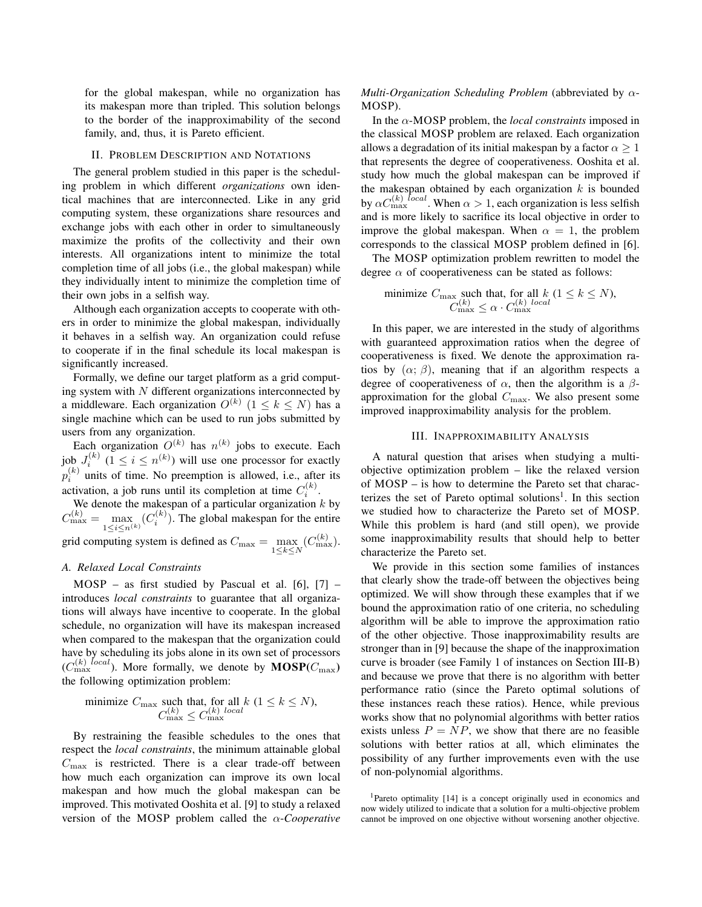for the global makespan, while no organization has its makespan more than tripled. This solution belongs to the border of the inapproximability of the second family, and, thus, it is Pareto efficient.

## II. Problem Description and Notations

The general problem studied in this paper is the scheduling problem in which different *organizations* own identical machines that are interconnected. Like in any grid computing system, these organizations share resources and exchange jobs with each other in order to simultaneously maximize the profits of the collectivity and their own interests. All organizations intent to minimize the total completion time of all jobs (i.e., the global makespan) while they individually intent to minimize the completion time of their own jobs in a selfish way.

Although each organization accepts to cooperate with others in order to minimize the global makespan, individually it behaves in a selfish way. An organization could refuse to cooperate if in the final schedule its local makespan is significantly increased.

Formally, we define our target platform as a grid computing system with $N$ different organizations interconnected by a middleware. Each organization $O^{(k)}$ $(1 \leq k \leq N)$ has a single machine which can be used to run jobs submitted by users from any organization.

Each organization $O^{(k)}$ has $n^{(k)}$ jobs to execute. Each job $J_i^{(k)}$ $(1 \leq i \leq n^{(k)})$ will use one processor for exactly $p_i^{(k)}$ units of time. No preemption is allowed, i.e., after its activation, a job runs until its completion at time $C_i^{(k)}$.

We denote the makespan of a particular organization $k$ by $C_{\max}^{(k)} = \max\limits_{1 \leq i \leq n^{(k)}} (C_i^{(k)})$. The global makespan for the entire grid computing system is defined as $C_{\max} = \max\limits_{1 \leq k \leq N} (C_{\max}^{(k)})$.

### A. Relaxed Local Constraints

MOSP – as first studied by Pascual et al. [6], [7] – introduces *local constraints* to guarantee that all organizations will always have incentive to cooperate. In the global schedule, no organization will have its makespan increased when compared to the makespan that the organization could have by scheduling its jobs alone in its own set of processors ($C_{\max}^{(k)\ local}$). More formally, we denote by **MOSP**($C_{\max}$) the following optimization problem:

$$\text{minimize } C_{\max} \text{ such that, for all } k \ (1 \leq k \leq N), \\ C_{\max}^{(k)} \leq C_{\max}^{(k)\ local}$$

By restraining the feasible schedules to the ones that respect the *local constraints*, the minimum attainable global $C_{\max}$ is restricted. There is a clear trade-off between how much each organization can improve its own local makespan and how much the global makespan can be improved. This motivated Ooshita et al. [9] to study a relaxed version of the MOSP problem called the *$\alpha$-Cooperative Multi-Organization Scheduling Problem* (abbreviated by $\alpha$-MOSP).

In the $\alpha$-MOSP problem, the *local constraints* imposed in the classical MOSP problem are relaxed. Each organization allows a degradation of its initial makespan by a factor $\alpha \geq 1$ that represents the degree of cooperativeness. Ooshita et al. study how much the global makespan can be improved if the makespan obtained by each organization $k$ is bounded by $\alpha C_{\max}^{(k)\ local}$. When $\alpha > 1$, each organization is less selfish and is more likely to sacrifice its local objective in order to improve the global makespan. When $\alpha = 1$, the problem corresponds to the classical MOSP problem defined in [6].

The MOSP optimization problem rewritten to model the degree $\alpha$ of cooperativeness can be stated as follows:

$$\text{minimize } C_{\max} \text{ such that, for all } k \ (1 \leq k \leq N), \\ C_{\max}^{(k)} \leq \alpha \cdot C_{\max}^{(k)\ local}$$

In this paper, we are interested in the study of algorithms with guaranteed approximation ratios when the degree of cooperativeness is fixed. We denote the approximation ratios by $(\alpha; \beta)$, meaning that if an algorithm respects a degree of cooperativeness of $\alpha$, then the algorithm is a $\beta$-approximation for the global $C_{\max}$. We also present some improved inapproximability analysis for the problem.

## III. Inapproximability Analysis

A natural question that arises when studying a multi-objective optimization problem – like the relaxed version of MOSP – is how to determine the Pareto set that characterizes the set of Pareto optimal solutions[1]. In this section we studied how to characterize the Pareto set of MOSP. While this problem is hard (and still open), we provide some inapproximability results that should help to better characterize the Pareto set.

We provide in this section some families of instances that clearly show the trade-off between the objectives being optimized. We will show through these examples that if we bound the approximation ratio of one criteria, no scheduling algorithm will be able to improve the approximation ratio of the other objective. Those inapproximability results are stronger than in [9] because the shape of the inapproximation curve is broader (see Family 1 of instances on Section III-B) and because we prove that there is no algorithm with better performance ratio (since the Pareto optimal solutions of these instances reach these ratios). Hence, while previous works show that no polynomial algorithms with better ratios exists unless $P = NP$, we show that there are no feasible solutions with better ratios at all, which eliminates the possibility of any further improvements even with the use of non-polynomial algorithms.

[1] Pareto optimality [14] is a concept originally used in economics and now widely utilized to indicate that a solution for a multi-objective problem cannot be improved on one objective without worsening another objective.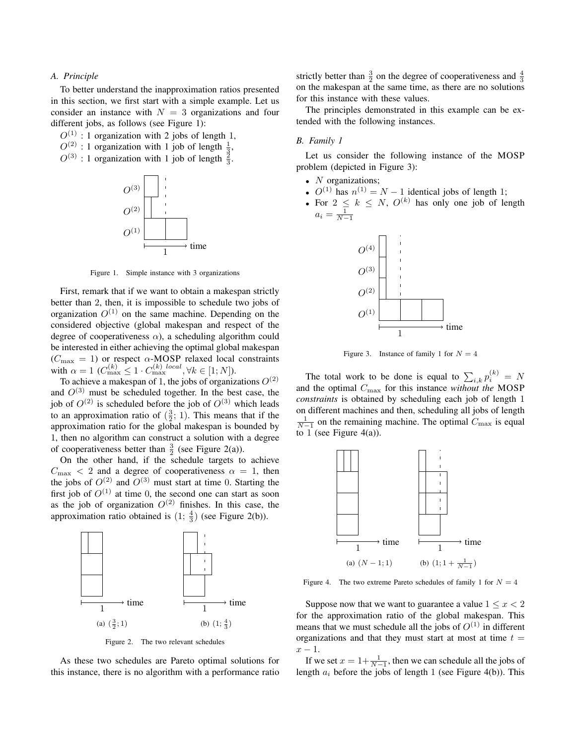### A. Principle

To better understand the inapproximation ratios presented in this section, we first start with a simple example. Let us consider an instance with $N = 3$ organizations and four different jobs, as follows (see Figure 1):

$O^{(1)}$ : 1 organization with 2 jobs of length 1,
$O^{(2)}$ : 1 organization with 1 job of length $\frac{1}{3}$,
$O^{(3)}$ : 1 organization with 1 job of length $\frac{2}{3}$.

Figure 1. Simple instance with 3 organizations

First, remark that if we want to obtain a makespan strictly better than 2, then, it is impossible to schedule two jobs of organization $O^{(1)}$ on the same machine. Depending on the considered objective (global makespan and respect of the degree of cooperativeness $\alpha$), a scheduling algorithm could be interested in either achieving the optimal global makespan ($C_{\max} = 1$) or respect $\alpha$-MOSP relaxed local constraints with $\alpha = 1$ ($C_{\max}^{(k)} \leq 1 \cdot C_{\max}^{(k)\ local}, \forall k \in [1; N]$).

To achieve a makespan of 1, the jobs of organizations $O^{(2)}$ and $O^{(3)}$ must be scheduled together. In the best case, the job of $O^{(2)}$ is scheduled before the job of $O^{(3)}$ which leads to an approximation ratio of $(\frac{3}{2}; 1)$. This means that if the approximation ratio for the global makespan is bounded by 1, then no algorithm can construct a solution with a degree of cooperativeness better than $\frac{3}{2}$ (see Figure 2(a)).

On the other hand, if the schedule targets to achieve $C_{\max} < 2$ and a degree of cooperativeness $\alpha = 1$, then the jobs of $O^{(2)}$ and $O^{(3)}$ must start at time 0. Starting the first job of $O^{(1)}$ at time 0, the second one can start as soon as the job of organization $O^{(2)}$ finishes. In this case, the approximation ratio obtained is $(1; \frac{4}{3})$ (see Figure 2(b)).

(a) $(\frac{3}{2}; 1)$ (b) $(1; \frac{4}{3})$

Figure 2. The two relevant schedules

As these two schedules are Pareto optimal solutions for this instance, there is no algorithm with a performance ratio strictly better than $\frac{3}{2}$ on the degree of cooperativeness and $\frac{4}{3}$ on the makespan at the same time, as there are no solutions for this instance with these values.

The principles demonstrated in this example can be extended with the following instances.

### B. Family 1

Let us consider the following instance of the MOSP problem (depicted in Figure 3):

- $N$ organizations;
- $O^{(1)}$ has $n^{(1)} = N - 1$ identical jobs of length 1;
- For $2 \leq k \leq N$, $O^{(k)}$ has only one job of length $a_i = \frac{1}{N-1}$

Figure 3. Instance of family 1 for $N = 4$

The total work to be done is equal to $\sum_{i,k} p_i^{(k)} = N$ and the optimal $C_{\max}$ for this instance *without the* MOSP *constraints* is obtained by scheduling each job of length 1 on different machines and then, scheduling all jobs of length $\frac{1}{N-1}$ on the remaining machine. The optimal $C_{\max}$ is equal to 1 (see Figure 4(a)).

(a) $(N-1; 1)$ (b) $(1; 1 + \frac{1}{N-1})$

Figure 4. The two extreme Pareto schedules of family 1 for $N = 4$

Suppose now that we want to guarantee a value $1 \leq x < 2$ for the approximation ratio of the global makespan. This means that we must schedule all the jobs of $O^{(1)}$ in different organizations and that they must start at most at time $t = x - 1$.

If we set $x = 1 + \frac{1}{N-1}$, then we can schedule all the jobs of length $a_i$ before the jobs of length 1 (see Figure 4(b)). This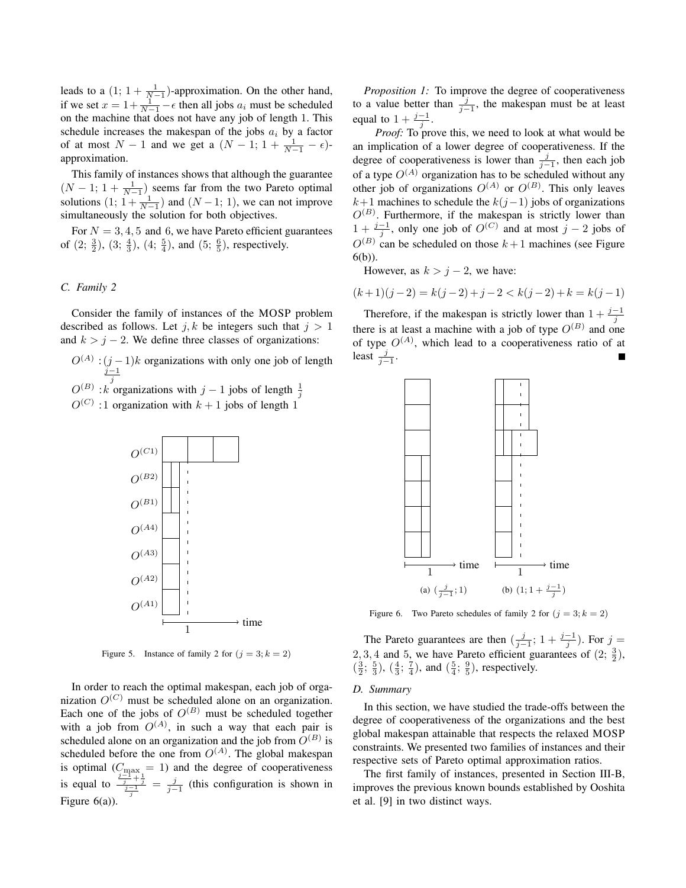leads to a $(1;\, 1+\frac{1}{N-1})$-approximation. On the other hand, if we set $x = 1+\frac{1}{N-1}-\epsilon$ then all jobs $a_i$ must be scheduled on the machine that does not have any job of length 1. This schedule increases the makespan of the jobs $a_i$ by a factor of at most $N-1$ and we get a $(N-1;\, 1+\frac{1}{N-1}-\epsilon)$-approximation.

This family of instances shows that although the guarantee $(N-1;\, 1+\frac{1}{N-1})$ seems far from the two Pareto optimal solutions $(1;\, 1+\frac{1}{N-1})$ and $(N-1;\, 1)$, we can not improve simultaneously the solution for both objectives.

For $N = 3, 4, 5$ and 6, we have Pareto efficient guarantees of $(2;\, \frac{3}{2})$, $(3;\, \frac{4}{3})$, $(4;\, \frac{5}{4})$, and $(5;\, \frac{6}{5})$, respectively.

### C. Family 2

Consider the family of instances of the MOSP problem described as follows. Let $j, k$ be integers such that $j > 1$ and $k > j-2$. We define three classes of organizations:

$O^{(A)}$ : $(j-1)k$ organizations with only one job of length $\frac{j-1}{j}$

$O^{(B)}$ : $k$ organizations with $j-1$ jobs of length $\frac{1}{j}$

$O^{(C)}$ : 1 organization with $k+1$ jobs of length 1

Figure 5. Instance of family 2 for $(j = 3; k = 2)$

In order to reach the optimal makespan, each job of organization $O^{(C)}$ must be scheduled alone on an organization. Each one of the jobs of $O^{(B)}$ must be scheduled together with a job from $O^{(A)}$, in such a way that each pair is scheduled alone on an organization and the job from $O^{(B)}$ is scheduled before the one from $O^{(A)}$. The global makespan is optimal ($C_{\max} = 1$) and the degree of cooperativeness is equal to $\frac{\frac{j-1}{j}+\frac{1}{j}}{\frac{j-1}{j}} = \frac{j}{j-1}$ (this configuration is shown in Figure 6(a)).

*Proposition 1:* To improve the degree of cooperativeness to a value better than $\frac{j}{j-1}$, the makespan must be at least equal to $1+\frac{j-1}{j}$.

*Proof:* To prove this, we need to look at what would be an implication of a lower degree of cooperativeness. If the degree of cooperativeness is lower than $\frac{j}{j-1}$, then each job of a type $O^{(A)}$ organization has to be scheduled without any other job of organizations $O^{(A)}$ or $O^{(B)}$. This only leaves $k+1$ machines to schedule the $k(j-1)$ jobs of organizations $O^{(B)}$. Furthermore, if the makespan is strictly lower than $1+\frac{j-1}{j}$, only one job of $O^{(C)}$ and at most $j-2$ jobs of $O^{(B)}$ can be scheduled on those $k+1$ machines (see Figure 6(b)).

However, as $k > j-2$, we have:

$$(k+1)(j-2) = k(j-2)+j-2 < k(j-2)+k = k(j-1)$$

Therefore, if the makespan is strictly lower than $1+\frac{j-1}{j}$ there is at least a machine with a job of type $O^{(B)}$ and one of type $O^{(A)}$, which lead to a cooperativeness ratio of at least $\frac{j}{j-1}$. ∎

(a) $(\frac{j}{j-1};\, 1)$ (b) $(1;\, 1+\frac{j-1}{j})$

Figure 6. Two Pareto schedules of family 2 for $(j = 3; k = 2)$

The Pareto guarantees are then $(\frac{j}{j-1};\, 1+\frac{j-1}{j})$. For $j = 2, 3, 4$ and 5, we have Pareto efficient guarantees of $(2;\, \frac{3}{2})$, $(\frac{3}{2};\, \frac{5}{3})$, $(\frac{4}{3};\, \frac{7}{4})$, and $(\frac{5}{4};\, \frac{9}{5})$, respectively.

### D. Summary

In this section, we have studied the trade-offs between the degree of cooperativeness of the organizations and the best global makespan attainable that respects the relaxed MOSP constraints. We presented two families of instances and their respective sets of Pareto optimal approximation ratios.

The first family of instances, presented in Section III-B, improves the previous known bounds established by Ooshita et al. [9] in two distinct ways.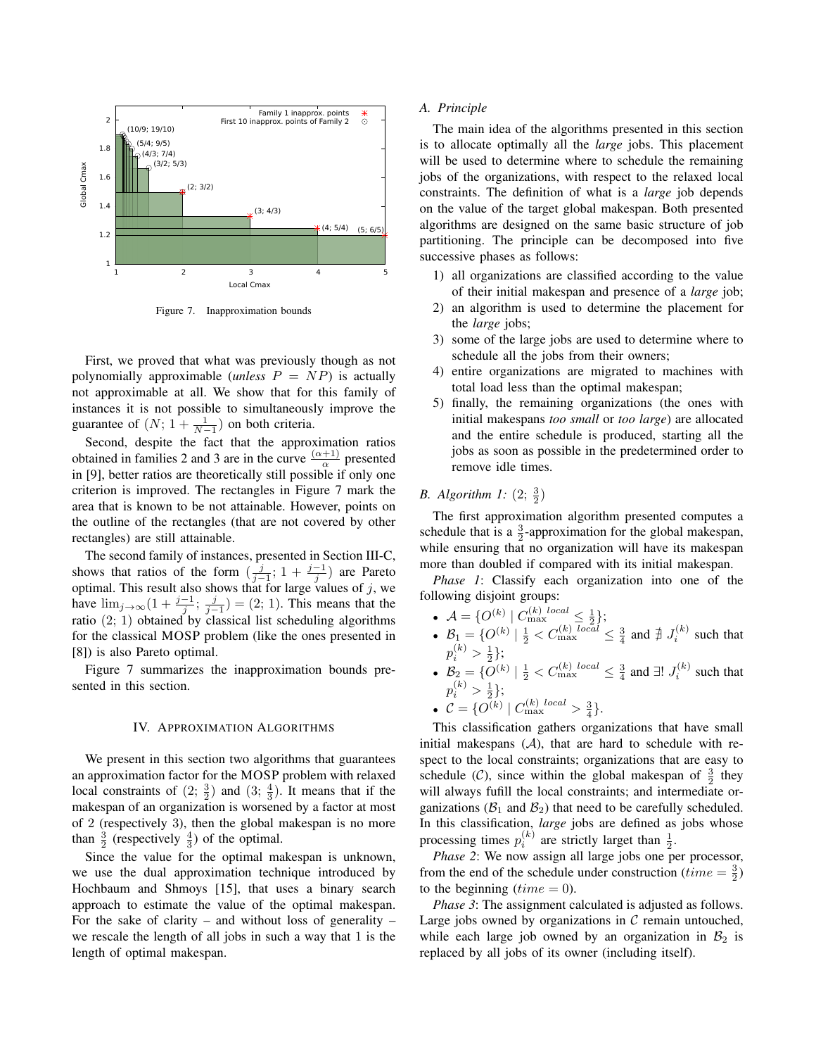Figure 7. Inapproximation bounds

First, we proved that what was previously though as not polynomially approximable (*unless* $P = NP$) is actually not approximable at all. We show that for this family of instances it is not possible to simultaneously improve the guarantee of $(N;\, 1 + \frac{1}{N-1})$ on both criteria.

Second, despite the fact that the approximation ratios obtained in families 2 and 3 are in the curve $\frac{(\alpha+1)}{\alpha}$ presented in [9], better ratios are theoretically still possible if only one criterion is improved. The rectangles in Figure 7 mark the area that is known to be not attainable. However, points on the outline of the rectangles (that are not covered by other rectangles) are still attainable.

The second family of instances, presented in Section III-C, shows that ratios of the form $(\frac{j}{j-1};\, 1 + \frac{j-1}{j})$ are Pareto optimal. This result also shows that for large values of $j$, we have $\lim_{j\to\infty}(1 + \frac{j-1}{j};\, \frac{j}{j-1}) = (2;\, 1)$. This means that the ratio $(2;\, 1)$ obtained by classical list scheduling algorithms for the classical MOSP problem (like the ones presented in [8]) is also Pareto optimal.

Figure 7 summarizes the inapproximation bounds presented in this section.

## IV. Approximation Algorithms

We present in this section two algorithms that guarantees an approximation factor for the MOSP problem with relaxed local constraints of $(2;\, \frac{3}{2})$ and $(3;\, \frac{4}{3})$. It means that if the makespan of an organization is worsened by a factor at most of 2 (respectively 3), then the global makespan is no more than $\frac{3}{2}$ (respectively $\frac{4}{3}$) of the optimal.

Since the value for the optimal makespan is unknown, we use the dual approximation technique introduced by Hochbaum and Shmoys [15], that uses a binary search approach to estimate the value of the optimal makespan. For the sake of clarity – and without loss of generality – we rescale the length of all jobs in such a way that 1 is the length of optimal makespan.

### A. Principle

The main idea of the algorithms presented in this section is to allocate optimally all the *large* jobs. This placement will be used to determine where to schedule the remaining jobs of the organizations, with respect to the relaxed local constraints. The definition of what is a *large* job depends on the value of the target global makespan. Both presented algorithms are designed on the same basic structure of job partitioning. The principle can be decomposed into five successive phases as follows:

1) all organizations are classified according to the value of their initial makespan and presence of a *large* job;
2) an algorithm is used to determine the placement for the *large* jobs;
3) some of the large jobs are used to determine where to schedule all the jobs from their owners;
4) entire organizations are migrated to machines with total load less than the optimal makespan;
5) finally, the remaining organizations (the ones with initial makespans *too small* or *too large*) are allocated and the entire schedule is produced, starting all the jobs as soon as possible in the predetermined order to remove idle times.

### B. Algorithm 1: $(2;\, \frac{3}{2})$

The first approximation algorithm presented computes a schedule that is a $\frac{3}{2}$-approximation for the global makespan, while ensuring that no organization will have its makespan more than doubled if compared with its initial makespan.

*Phase 1*: Classify each organization into one of the following disjoint groups:

- $\mathcal{A} = \{O^{(k)} \mid C_{\max}^{(k)\ local} \le \frac{1}{2}\}$;
- $\mathcal{B}_1 = \{O^{(k)} \mid \frac{1}{2} < C_{\max}^{(k)\ local} \le \frac{3}{4}$ and $\nexists\ J_i^{(k)}$ such that $p_i^{(k)} > \frac{1}{2}\}$;
- $\mathcal{B}_2 = \{O^{(k)} \mid \frac{1}{2} < C_{\max}^{(k)\ local} \le \frac{3}{4}$ and $\exists!\ J_i^{(k)}$ such that $p_i^{(k)} > \frac{1}{2}\}$;
- $\mathcal{C} = \{O^{(k)} \mid C_{\max}^{(k)\ local} > \frac{3}{4}\}$.

This classification gathers organizations that have small initial makespans ($\mathcal{A}$), that are hard to schedule with respect to the local constraints; organizations that are easy to schedule ($\mathcal{C}$), since within the global makespan of $\frac{3}{2}$ they will always fufill the local constraints; and intermediate organizations ($\mathcal{B}_1$ and $\mathcal{B}_2$) that need to be carefully scheduled. In this classification, *large* jobs are defined as jobs whose processing times $p_i^{(k)}$ are strictly larget than $\frac{1}{2}$.

*Phase 2*: We now assign all large jobs one per processor, from the end of the schedule under construction ($time = \frac{3}{2}$) to the beginning ($time = 0$).

*Phase 3*: The assignment calculated is adjusted as follows. Large jobs owned by organizations in $\mathcal{C}$ remain untouched, while each large job owned by an organization in $\mathcal{B}_2$ is replaced by all jobs of its owner (including itself).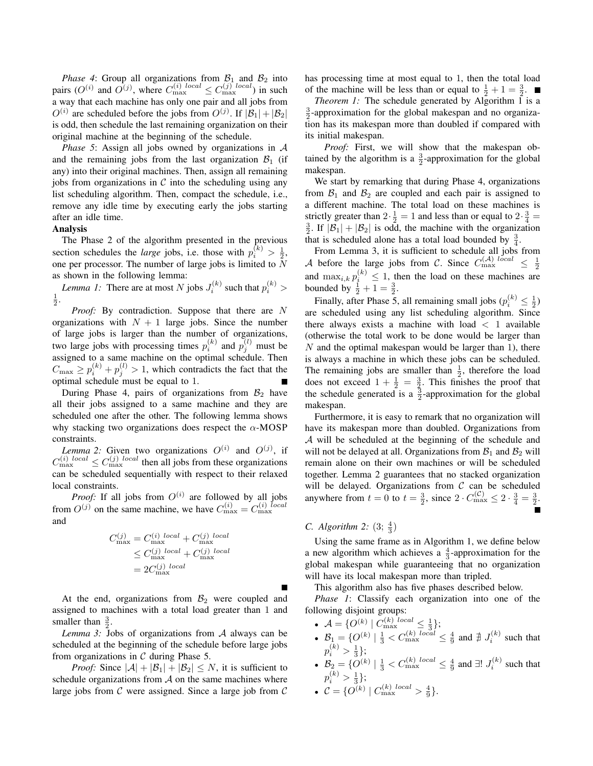*Phase 4*: Group all organizations from $\mathcal{B}_1$ and $\mathcal{B}_2$ into pairs ($O^{(i)}$ and $O^{(j)}$, where $C_{\max}^{(i)\ local} \leq C_{\max}^{(j)\ local}$) in such a way that each machine has only one pair and all jobs from $O^{(i)}$ are scheduled before the jobs from $O^{(j)}$. If $|\mathcal{B}_1| + |\mathcal{B}_2|$ is odd, then schedule the last remaining organization on their original machine at the beginning of the schedule.

*Phase 5*: Assign all jobs owned by organizations in $\mathcal{A}$ and the remaining jobs from the last organization $\mathcal{B}_1$ (if any) into their original machines. Then, assign all remaining jobs from organizations in $\mathcal{C}$ into the scheduling using any list scheduling algorithm. Then, compact the schedule, i.e., remove any idle time by executing early the jobs starting after an idle time.

**Analysis**

The Phase 2 of the algorithm presented in the previous section schedules the *large* jobs, i.e. those with $p_i^{(k)} > \frac{1}{2}$, one per processor. The number of large jobs is limited to $N$ as shown in the following lemma:

*Lemma 1:* There are at most $N$ jobs $J_i^{(k)}$ such that $p_i^{(k)} > \frac{1}{2}$.

*Proof:* By contradiction. Suppose that there are $N$ organizations with $N+1$ large jobs. Since the number of large jobs is larger than the number of organizations, two large jobs with processing times $p_i^{(k)}$ and $p_j^{(l)}$ must be assigned to a same machine on the optimal schedule. Then $C_{\max} \geq p_i^{(k)} + p_j^{(l)} > 1$, which contradicts the fact that the optimal schedule must be equal to 1. ■

During Phase 4, pairs of organizations from $\mathcal{B}_2$ have all their jobs assigned to a same machine and they are scheduled one after the other. The following lemma shows why stacking two organizations does respect the $\alpha$-MOSP constraints.

*Lemma 2:* Given two organizations $O^{(i)}$ and $O^{(j)}$, if $C_{\max}^{(i)\ local} \leq C_{\max}^{(j)\ local}$ then all jobs from these organizations can be scheduled sequentially with respect to their relaxed local constraints.

*Proof:* If all jobs from $O^{(i)}$ are followed by all jobs from $O^{(j)}$ on the same machine, we have $C_{\max}^{(i)} = C_{\max}^{(i)\ local}$ and

$$
\begin{aligned}
C_{\max}^{(j)} &= C_{\max}^{(i)\ local} + C_{\max}^{(j)\ local} \\
&\leq C_{\max}^{(j)\ local} + C_{\max}^{(j)\ local} \\
&= 2C_{\max}^{(j)\ local}
\end{aligned}
$$

■

At the end, organizations from $\mathcal{B}_2$ were coupled and assigned to machines with a total load greater than 1 and smaller than $\frac{3}{2}$.

*Lemma 3:* Jobs of organizations from $\mathcal{A}$ always can be scheduled at the beginning of the schedule before large jobs from organizations in $\mathcal{C}$ during Phase 5.

*Proof:* Since $|\mathcal{A}| + |\mathcal{B}_1| + |\mathcal{B}_2| \leq N$, it is sufficient to schedule organizations from $\mathcal{A}$ on the same machines where large jobs from $\mathcal{C}$ were assigned. Since a large job from $\mathcal{C}$ has processing time at most equal to 1, then the total load of the machine will be less than or equal to $\frac{1}{2} + 1 = \frac{3}{2}$. ■

*Theorem 1:* The schedule generated by Algorithm 1 is a $\frac{3}{2}$-approximation for the global makespan and no organization has its makespan more than doubled if compared with its initial makespan.

*Proof:* First, we will show that the makespan obtained by the algorithm is a $\frac{3}{2}$-approximation for the global makespan.

We start by remarking that during Phase 4, organizations from $\mathcal{B}_1$ and $\mathcal{B}_2$ are coupled and each pair is assigned to a different machine. The total load on these machines is strictly greater than $2 \cdot \frac{1}{2} = 1$ and less than or equal to $2 \cdot \frac{3}{4} = \frac{3}{2}$. If $|\mathcal{B}_1| + |\mathcal{B}_2|$ is odd, the machine with the organization that is scheduled alone has a total load bounded by $\frac{3}{4}$.

From Lemma 3, it is sufficient to schedule all jobs from $\mathcal{A}$ before the large jobs from $\mathcal{C}$. Since $C_{\max}^{(\mathcal{A})\ local} \leq \frac{1}{2}$ and $\max_{i,k} p_i^{(k)} \leq 1$, then the load on these machines are bounded by $\frac{1}{2} + 1 = \frac{3}{2}$.

Finally, after Phase 5, all remaining small jobs ($p_i^{(k)} \leq \frac{1}{2}$) are scheduled using any list scheduling algorithm. Since there always exists a machine with load $< 1$ available (otherwise the total work to be done would be larger than $N$ and the optimal makespan would be larger than 1), there is always a machine in which these jobs can be scheduled. The remaining jobs are smaller than $\frac{1}{2}$, therefore the load does not exceed $1 + \frac{1}{2} = \frac{3}{2}$. This finishes the proof that the schedule generated is a $\frac{3}{2}$-approximation for the global makespan.

Furthermore, it is easy to remark that no organization will have its makespan more than doubled. Organizations from $\mathcal{A}$ will be scheduled at the beginning of the schedule and will not be delayed at all. Organizations from $\mathcal{B}_1$ and $\mathcal{B}_2$ will remain alone on their own machines or will be scheduled together. Lemma 2 guarantees that no stacked organization will be delayed. Organizations from $\mathcal{C}$ can be scheduled anywhere from $t=0$ to $t=\frac{3}{2}$, since $2 \cdot C_{\max}^{(\mathcal{C})} \leq 2 \cdot \frac{3}{4} = \frac{3}{2}$. ■

### C. Algorithm 2: $(3; \frac{4}{3})$

Using the same frame as in Algorithm 1, we define below a new algorithm which achieves a $\frac{4}{3}$-approximation for the global makespan while guaranteeing that no organization will have its local makespan more than tripled.

This algorithm also has five phases described below.

*Phase 1*: Classify each organization into one of the following disjoint groups:

- $\mathcal{A} = \{O^{(k)} \mid C_{\max}^{(k)\ local} \leq \frac{1}{3}\}$;
- $\mathcal{B}_1 = \{O^{(k)} \mid \frac{1}{3} < C_{\max}^{(k)\ local} \leq \frac{4}{9}$ and $\nexists\ J_i^{(k)}$ such that $p_i^{(k)} > \frac{1}{3}\}$;
- $\mathcal{B}_2 = \{O^{(k)} \mid \frac{1}{3} < C_{\max}^{(k)\ local} \leq \frac{4}{9}$ and $\exists!\ J_i^{(k)}$ such that $p_i^{(k)} > \frac{1}{3}\}$;
- $\mathcal{C} = \{O^{(k)} \mid C_{\max}^{(k)\ local} > \frac{4}{9}\}$.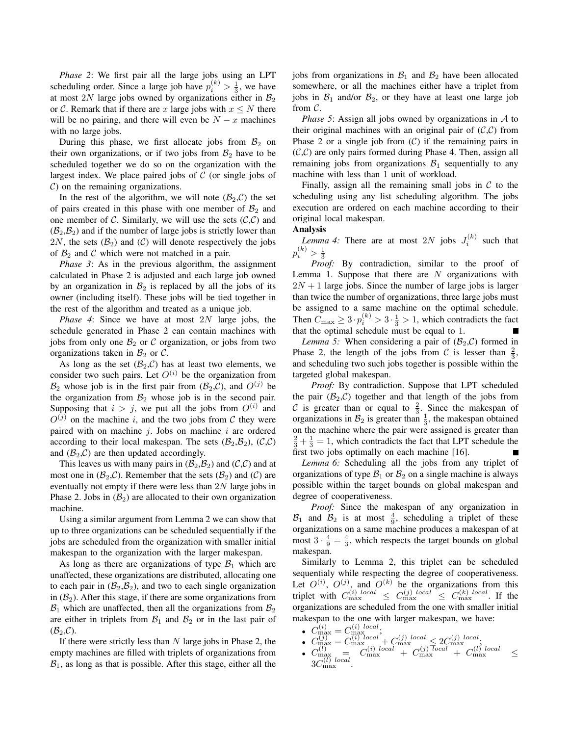*Phase 2*: We first pair all the large jobs using an LPT scheduling order. Since a large job have $p_i^{(k)} > \frac{1}{3}$, we have at most $2N$ large jobs owned by organizations either in $\mathcal{B}_2$ or $\mathcal{C}$. Remark that if there are $x$ large jobs with $x \leq N$ there will be no pairing, and there will even be $N - x$ machines with no large jobs.

During this phase, we first allocate jobs from $\mathcal{B}_2$ on their own organizations, or if two jobs from $\mathcal{B}_2$ have to be scheduled together we do so on the organization with the largest index. We place paired jobs of $\mathcal{C}$ (or single jobs of $\mathcal{C}$) on the remaining organizations.

In the rest of the algorithm, we will note ($\mathcal{B}_2$,$\mathcal{C}$) the set of pairs created in this phase with one member of $\mathcal{B}_2$ and one member of $\mathcal{C}$. Similarly, we will use the sets ($\mathcal{C}$,$\mathcal{C}$) and ($\mathcal{B}_2$,$\mathcal{B}_2$) and if the number of large jobs is strictly lower than $2N$, the sets ($\mathcal{B}_2$) and ($\mathcal{C}$) will denote respectively the jobs of $\mathcal{B}_2$ and $\mathcal{C}$ which were not matched in a pair.

*Phase 3*: As in the previous algorithm, the assignment calculated in Phase 2 is adjusted and each large job owned by an organization in $\mathcal{B}_2$ is replaced by all the jobs of its owner (including itself). These jobs will be tied together in the rest of the algorithm and treated as a unique job.

*Phase 4*: Since we have at most $2N$ large jobs, the schedule generated in Phase 2 can contain machines with jobs from only one $\mathcal{B}_2$ or $\mathcal{C}$ organization, or jobs from two organizations taken in $\mathcal{B}_2$ or $\mathcal{C}$.

As long as the set ($\mathcal{B}_2$,$\mathcal{C}$) has at least two elements, we consider two such pairs. Let $O^{(i)}$ be the organization from $\mathcal{B}_2$ whose job is in the first pair from ($\mathcal{B}_2$,$\mathcal{C}$), and $O^{(j)}$ be the organization from $\mathcal{B}_2$ whose job is in the second pair. Supposing that $i > j$, we put all the jobs from $O^{(i)}$ and $O^{(j)}$ on the machine $i$, and the two jobs from $\mathcal{C}$ they were paired with on machine $j$. Jobs on machine $i$ are ordered according to their local makespan. The sets ($\mathcal{B}_2$,$\mathcal{B}_2$), ($\mathcal{C}$,$\mathcal{C}$) and ($\mathcal{B}_2$,$\mathcal{C}$) are then updated accordingly.

This leaves us with many pairs in ($\mathcal{B}_2$,$\mathcal{B}_2$) and ($\mathcal{C}$,$\mathcal{C}$) and at most one in ($\mathcal{B}_2$,$\mathcal{C}$). Remember that the sets ($\mathcal{B}_2$) and ($\mathcal{C}$) are eventually not empty if there were less than $2N$ large jobs in Phase 2. Jobs in ($\mathcal{B}_2$) are allocated to their own organization machine.

Using a similar argument from Lemma 2 we can show that up to three organizations can be scheduled sequentially if the jobs are scheduled from the organization with smaller initial makespan to the organization with the larger makespan.

As long as there are organizations of type $\mathcal{B}_1$ which are unaffected, these organizations are distributed, allocating one to each pair in ($\mathcal{B}_2$,$\mathcal{B}_2$), and two to each single organization in ($\mathcal{B}_2$). After this stage, if there are some organizations from $\mathcal{B}_1$ which are unaffected, then all the organizations from $\mathcal{B}_2$ are either in triplets from $\mathcal{B}_1$ and $\mathcal{B}_2$ or in the last pair of ($\mathcal{B}_2$,$\mathcal{C}$).

If there were strictly less than $N$ large jobs in Phase 2, the empty machines are filled with triplets of organizations from $\mathcal{B}_1$, as long as that is possible. After this stage, either all the jobs from organizations in $\mathcal{B}_1$ and $\mathcal{B}_2$ have been allocated somewhere, or all the machines either have a triplet from jobs in $\mathcal{B}_1$ and/or $\mathcal{B}_2$, or they have at least one large job from $\mathcal{C}$.

*Phase 5*: Assign all jobs owned by organizations in $\mathcal{A}$ to their original machines with an original pair of ($\mathcal{C}$,$\mathcal{C}$) from Phase 2 or a single job from ($\mathcal{C}$) if the remaining pairs in ($\mathcal{C}$,$\mathcal{C}$) are only pairs formed during Phase 4. Then, assign all remaining jobs from organizations $\mathcal{B}_1$ sequentially to any machine with less than 1 unit of workload.

Finally, assign all the remaining small jobs in $\mathcal{C}$ to the scheduling using any list scheduling algorithm. The jobs execution are ordered on each machine according to their original local makespan.

**Analysis**

*Lemma 4:* There are at most $2N$ jobs $J_i^{(k)}$ such that $p_i^{(k)} > \frac{1}{3}$

*Proof:* By contradiction, similar to the proof of Lemma 1. Suppose that there are $N$ organizations with $2N+1$ large jobs. Since the number of large jobs is larger than twice the number of organizations, three large jobs must be assigned to a same machine on the optimal schedule. Then $C_{\max} \geq 3 \cdot p_i^{(k)} > 3 \cdot \frac{1}{3} > 1$, which contradicts the fact that the optimal schedule must be equal to 1. ∎

*Lemma 5:* When considering a pair of ($\mathcal{B}_2$,$\mathcal{C}$) formed in Phase 2, the length of the jobs from $\mathcal{C}$ is lesser than $\frac{2}{3}$, and scheduling two such jobs together is possible within the targeted global makespan.

*Proof:* By contradiction. Suppose that LPT scheduled the pair ($\mathcal{B}_2$,$\mathcal{C}$) together and that length of the jobs from $\mathcal{C}$ is greater than or equal to $\frac{2}{3}$. Since the makespan of organizations in $\mathcal{B}_2$ is greater than $\frac{1}{3}$, the makespan obtained on the machine where the pair were assigned is greater than $\frac{2}{3} + \frac{1}{3} = 1$, which contradicts the fact that LPT schedule the first two jobs optimally on each machine [16]. ∎

*Lemma 6:* Scheduling all the jobs from any triplet of organizations of type $\mathcal{B}_1$ or $\mathcal{B}_2$ on a single machine is always possible within the target bounds on global makespan and degree of cooperativeness.

*Proof:* Since the makespan of any organization in $\mathcal{B}_1$ and $\mathcal{B}_2$ is at most $\frac{4}{9}$, scheduling a triplet of these organizations on a same machine produces a makespan of at most $3 \cdot \frac{4}{9} = \frac{4}{3}$, which respects the target bounds on global makespan.

Similarly to Lemma 2, this triplet can be scheduled sequentialy while respecting the degree of cooperativeness. Let $O^{(i)}$, $O^{(j)}$, and $O^{(k)}$ be the organizations from this triplet with $C_{\max}^{(i)\ local} \leq C_{\max}^{(j)\ local} \leq C_{\max}^{(k)\ local}$. If the organizations are scheduled from the one with smaller initial makespan to the one with larger makespan, we have:

- $C_{\max}^{(i)} = C_{\max}^{(i)\ local}$;
- $C_{\max}^{(j)} = C_{\max}^{(i)\ local} + C_{\max}^{(j)\ local} \leq 2C_{\max}^{(j)\ local}$;
- $C_{\max}^{(l)} = C_{\max}^{(i)\ local} + C_{\max}^{(j)\ local} + C_{\max}^{(l)\ local} \leq 3C_{\max}^{(l)\ local}$.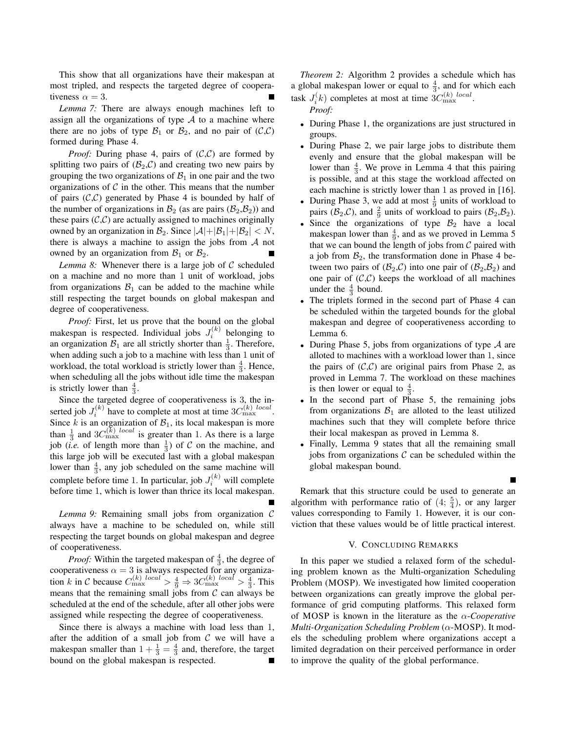This show that all organizations have their makespan at most tripled, and respects the targeted degree of cooperativeness $\alpha = 3$. ■

*Lemma 7:* There are always enough machines left to assign all the organizations of type $\mathcal{A}$ to a machine where there are no jobs of type $\mathcal{B}_1$ or $\mathcal{B}_2$, and no pair of ($\mathcal{C}$,$\mathcal{C}$) formed during Phase 4.

*Proof:* During phase 4, pairs of ($\mathcal{C}$,$\mathcal{C}$) are formed by splitting two pairs of ($\mathcal{B}_2$,$\mathcal{C}$) and creating two new pairs by grouping the two organizations of $\mathcal{B}_1$ in one pair and the two organizations of $\mathcal{C}$ in the other. This means that the number of pairs ($\mathcal{C}$,$\mathcal{C}$) generated by Phase 4 is bounded by half of the number of organizations in $\mathcal{B}_2$ (as are pairs ($\mathcal{B}_2$,$\mathcal{B}_2$)) and these pairs ($\mathcal{C}$,$\mathcal{C}$) are actually assigned to machines originally owned by an organization in $\mathcal{B}_2$. Since $|\mathcal{A}|+|\mathcal{B}_1|+|\mathcal{B}_2| < N$, there is always a machine to assign the jobs from $\mathcal{A}$ not owned by an organization from $\mathcal{B}_1$ or $\mathcal{B}_2$. ■

*Lemma 8:* Whenever there is a large job of $\mathcal{C}$ scheduled on a machine and no more than 1 unit of workload, jobs from organizations $\mathcal{B}_1$ can be added to the machine while still respecting the target bounds on global makespan and degree of cooperativeness.

*Proof:* First, let us prove that the bound on the global makespan is respected. Individual jobs $J_i^{(k)}$ belonging to an organization $\mathcal{B}_1$ are all strictly shorter than $\frac{1}{3}$. Therefore, when adding such a job to a machine with less than 1 unit of workload, the total workload is strictly lower than $\frac{4}{3}$. Hence, when scheduling all the jobs without idle time the makespan is strictly lower than $\frac{4}{3}$.

Since the targeted degree of cooperativeness is 3, the inserted job $J_i^{(k)}$ have to complete at most at time $3C_{\max}^{(k)\ local}$. Since $k$ is an organization of $\mathcal{B}_1$, its local makespan is more than $\frac{1}{3}$ and $3C_{\max}^{(k)\ local}$ is greater than 1. As there is a large job (*i.e.* of length more than $\frac{1}{3}$) of $\mathcal{C}$ on the machine, and this large job will be executed last with a global makespan lower than $\frac{4}{3}$, any job scheduled on the same machine will complete before time 1. In particular, job $J_i^{(k)}$ will complete before time 1, which is lower than thrice its local makespan. ■

*Lemma 9:* Remaining small jobs from organization $\mathcal{C}$ always have a machine to be scheduled on, while still respecting the target bounds on global makespan and degree of cooperativeness.

*Proof:* Within the targeted makespan of $\frac{4}{3}$, the degree of cooperativeness $\alpha = 3$ is always respected for any organization $k$ in $\mathcal{C}$ because $C_{\max}^{(k)\ local} > \frac{4}{9} \Rightarrow 3C_{\max}^{(k)\ local} > \frac{4}{3}$. This means that the remaining small jobs from $\mathcal{C}$ can always be scheduled at the end of the schedule, after all other jobs were assigned while respecting the degree of cooperativeness.

Since there is always a machine with load less than 1, after the addition of a small job from $\mathcal{C}$ we will have a makespan smaller than $1 + \frac{1}{3} = \frac{4}{3}$ and, therefore, the target bound on the global makespan is respected. ■

*Theorem 2:* Algorithm 2 provides a schedule which has a global makespan lower or equal to $\frac{4}{3}$, and for which each task $J_i^(k)$ completes at most at time $3C_{\max}^{(k)\ local}$.

*Proof:*

- During Phase 1, the organizations are just structured in groups.
- During Phase 2, we pair large jobs to distribute them evenly and ensure that the global makespan will be lower than $\frac{4}{3}$. We prove in Lemma 4 that this pairing is possible, and at this stage the workload affected on each machine is strictly lower than 1 as proved in [16].
- During Phase 3, we add at most $\frac{1}{9}$ units of workload to pairs ($\mathcal{B}_2$,$\mathcal{C}$), and $\frac{2}{9}$ units of workload to pairs ($\mathcal{B}_2$,$\mathcal{B}_2$).
- Since the organizations of type $\mathcal{B}_2$ have a local makespan lower than $\frac{4}{9}$, and as we proved in Lemma 5 that we can bound the length of jobs from $\mathcal{C}$ paired with a job from $\mathcal{B}_2$, the transformation done in Phase 4 between two pairs of ($\mathcal{B}_2$,$\mathcal{C}$) into one pair of ($\mathcal{B}_2$,$\mathcal{B}_2$) and one pair of ($\mathcal{C}$,$\mathcal{C}$) keeps the workload of all machines under the $\frac{4}{3}$ bound.
- The triplets formed in the second part of Phase 4 can be scheduled within the targeted bounds for the global makespan and degree of cooperativeness according to Lemma 6.
- During Phase 5, jobs from organizations of type $\mathcal{A}$ are alloted to machines with a workload lower than 1, since the pairs of ($\mathcal{C}$,$\mathcal{C}$) are original pairs from Phase 2, as proved in Lemma 7. The workload on these machines is then lower or equal to $\frac{4}{3}$.
- In the second part of Phase 5, the remaining jobs from organizations $\mathcal{B}_1$ are alloted to the least utilized machines such that they will complete before thrice their local makespan as proved in Lemma 8.
- Finally, Lemma 9 states that all the remaining small jobs from organizations $\mathcal{C}$ can be scheduled within the global makespan bound.

■

Remark that this structure could be used to generate an algorithm with performance ratio of $(4; \frac{5}{4})$, or any larger values corresponding to Family 1. However, it is our conviction that these values would be of little practical interest.

## V. Concluding Remarks

In this paper we studied a relaxed form of the scheduling problem known as the Multi-organization Scheduling Problem (MOSP). We investigated how limited cooperation between organizations can greatly improve the global performance of grid computing platforms. This relaxed form of MOSP is known in the literature as the *$\alpha$-Cooperative Multi-Organization Scheduling Problem* ($\alpha$-MOSP). It models the scheduling problem where organizations accept a limited degradation on their perceived performance in order to improve the quality of the global performance.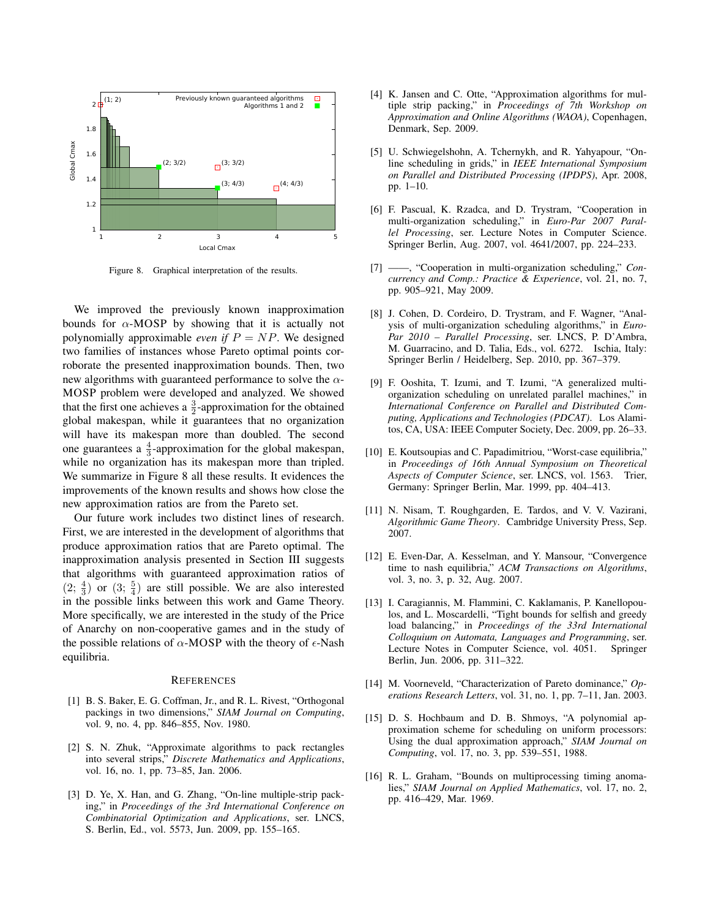Previously known guaranteed algorithms
Algorithms 1 and 2

(1; 2)
(2; 3/2)
(3; 3/2)
(3; 4/3)
(4; 4/3)

Global Cmax
Local Cmax

2
1.8
1.6
1.4
1.2
1

1
2
3
4
5

Figure 8. Graphical interpretation of the results.

We improved the previously known inapproximation bounds for $\alpha$-MOSP by showing that it is actually not polynomially approximable *even if* $P = NP$. We designed two families of instances whose Pareto optimal points corroborate the presented inapproximation bounds. Then, two new algorithms with guaranteed performance to solve the $\alpha$-MOSP problem were developed and analyzed. We showed that the first one achieves a $\frac{3}{2}$-approximation for the obtained global makespan, while it guarantees that no organization will have its makespan more than doubled. The second one guarantees a $\frac{4}{3}$-approximation for the global makespan, while no organization has its makespan more than tripled. We summarize in Figure 8 all these results. It evidences the improvements of the known results and shows how close the new approximation ratios are from the Pareto set.

Our future work includes two distinct lines of research. First, we are interested in the development of algorithms that produce approximation ratios that are Pareto optimal. The inapproximation analysis presented in Section III suggests that algorithms with guaranteed approximation ratios of $(2; \frac{4}{3})$ or $(3; \frac{5}{4})$ are still possible. We are also interested in the possible links between this work and Game Theory. More specifically, we are interested in the study of the Price of Anarchy on non-cooperative games and in the study of the possible relations of $\alpha$-MOSP with the theory of $\epsilon$-Nash equilibria.

## References

[1] B. S. Baker, E. G. Coffman, Jr., and R. L. Rivest, "Orthogonal packings in two dimensions," *SIAM Journal on Computing*, vol. 9, no. 4, pp. 846–855, Nov. 1980.

[2] S. N. Zhuk, "Approximate algorithms to pack rectangles into several strips," *Discrete Mathematics and Applications*, vol. 16, no. 1, pp. 73–85, Jan. 2006.

[3] D. Ye, X. Han, and G. Zhang, "On-line multiple-strip packing," in *Proceedings of the 3rd International Conference on Combinatorial Optimization and Applications*, ser. LNCS, S. Berlin, Ed., vol. 5573, Jun. 2009, pp. 155–165.

[4] K. Jansen and C. Otte, "Approximation algorithms for multiple strip packing," in *Proceedings of 7th Workshop on Approximation and Online Algorithms (WAOA)*, Copenhagen, Denmark, Sep. 2009.

[5] U. Schwiegelshohn, A. Tchernykh, and R. Yahyapour, "Online scheduling in grids," in *IEEE International Symposium on Parallel and Distributed Processing (IPDPS)*, Apr. 2008, pp. 1–10.

[6] F. Pascual, K. Rzadca, and D. Trystram, "Cooperation in multi-organization scheduling," in *Euro-Par 2007 Parallel Processing*, ser. Lecture Notes in Computer Science. Springer Berlin, Aug. 2007, vol. 4641/2007, pp. 224–233.

[7] ——, "Cooperation in multi-organization scheduling," *Concurrency and Comp.: Practice & Experience*, vol. 21, no. 7, pp. 905–921, May 2009.

[8] J. Cohen, D. Cordeiro, D. Trystram, and F. Wagner, "Analysis of multi-organization scheduling algorithms," in *Euro-Par 2010 – Parallel Processing*, ser. LNCS, P. D'Ambra, M. Guarracino, and D. Talia, Eds., vol. 6272. Ischia, Italy: Springer Berlin / Heidelberg, Sep. 2010, pp. 367–379.

[9] F. Ooshita, T. Izumi, and T. Izumi, "A generalized multi-organization scheduling on unrelated parallel machines," in *International Conference on Parallel and Distributed Computing, Applications and Technologies (PDCAT)*. Los Alamitos, CA, USA: IEEE Computer Society, Dec. 2009, pp. 26–33.

[10] E. Koutsoupias and C. Papadimitriou, "Worst-case equilibria," in *Proceedings of 16th Annual Symposium on Theoretical Aspects of Computer Science*, ser. LNCS, vol. 1563. Trier, Germany: Springer Berlin, Mar. 1999, pp. 404–413.

[11] N. Nisam, T. Roughgarden, E. Tardos, and V. V. Vazirani, *Algorithmic Game Theory*. Cambridge University Press, Sep. 2007.

[12] E. Even-Dar, A. Kesselman, and Y. Mansour, "Convergence time to nash equilibria," *ACM Transactions on Algorithms*, vol. 3, no. 3, p. 32, Aug. 2007.

[13] I. Caragiannis, M. Flammini, C. Kaklamanis, P. Kanellopoulos, and L. Moscardelli, "Tight bounds for selfish and greedy load balancing," in *Proceedings of the 33rd International Colloquium on Automata, Languages and Programming*, ser. Lecture Notes in Computer Science, vol. 4051. Springer Berlin, Jun. 2006, pp. 311–322.

[14] M. Voorneveld, "Characterization of Pareto dominance," *Operations Research Letters*, vol. 31, no. 1, pp. 7–11, Jan. 2003.

[15] D. S. Hochbaum and D. B. Shmoys, "A polynomial approximation scheme for scheduling on uniform processors: Using the dual approximation approach," *SIAM Journal on Computing*, vol. 17, no. 3, pp. 539–551, 1988.

[16] R. L. Graham, "Bounds on multiprocessing timing anomalies," *SIAM Journal on Applied Mathematics*, vol. 17, no. 2, pp. 416–429, Mar. 1969.